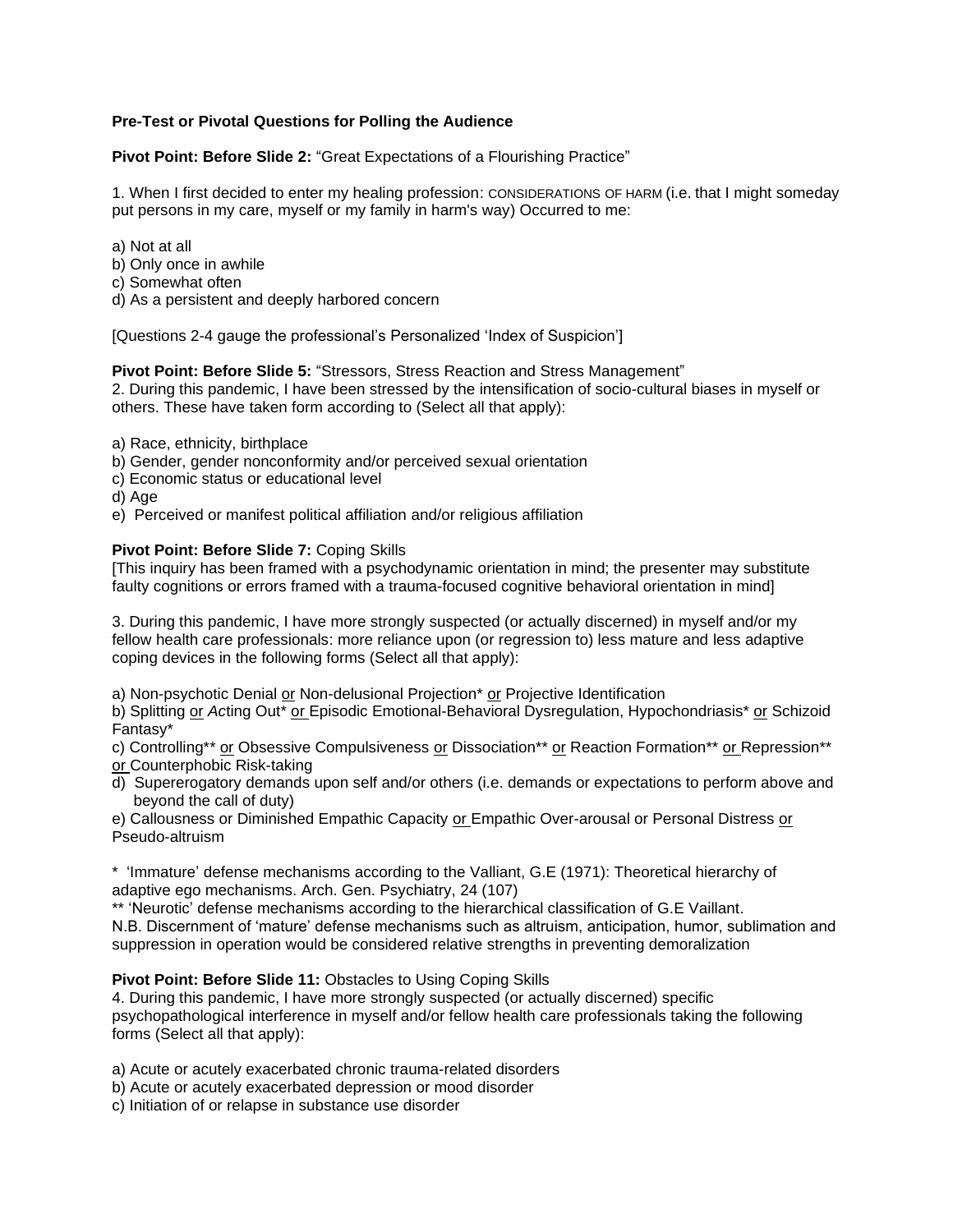**Pre-Test or Pivotal Questions for Polling the Audience**

**Pivot Point: Before Slide 2:** "Great Expectations of a Flourishing Practice"

1. When I first decided to enter my healing profession: CONSIDERATIONS OF HARM (i.e. that I might someday put persons in my care, myself or my family in harm's way) Occurred to me:

a) Not at all
b) Only once in awhile
c) Somewhat often
d) As a persistent and deeply harbored concern

[Questions 2-4 gauge the professional's Personalized 'Index of Suspicion']

**Pivot Point: Before Slide 5:** "Stressors, Stress Reaction and Stress Management"
2. During this pandemic, I have been stressed by the intensification of socio-cultural biases in myself or others. These have taken form according to (Select all that apply):

a) Race, ethnicity, birthplace
b) Gender, gender nonconformity and/or perceived sexual orientation
c) Economic status or educational level
d) Age
e) Perceived or manifest political affiliation and/or religious affiliation

**Pivot Point: Before Slide 7:** Coping Skills
[This inquiry has been framed with a psychodynamic orientation in mind; the presenter may substitute faulty cognitions or errors framed with a trauma-focused cognitive behavioral orientation in mind]

3. During this pandemic, I have more strongly suspected (or actually discerned) in myself and/or my fellow health care professionals: more reliance upon (or regression to) less mature and less adaptive coping devices in the following forms (Select all that apply):

a) Non-psychotic Denial or Non-delusional Projection* or Projective Identification
b) Splitting or *Ac*ting Out* or Episodic Emotional-Behavioral Dysregulation, Hypochondriasis* or Schizoid Fantasy*
c) Controlling** or Obsessive Compulsiveness or Dissociation** or Reaction Formation** or Repression** or Counterphobic Risk-taking
d) Supererogatory demands upon self and/or others (i.e. demands or expectations to perform above and beyond the call of duty)
e) Callousness or Diminished Empathic Capacity or Empathic Over-arousal or Personal Distress or Pseudo-altruism

* 'Immature' defense mechanisms according to the Valliant, G.E (1971): Theoretical hierarchy of adaptive ego mechanisms. Arch. Gen. Psychiatry, 24 (107)
** 'Neurotic' defense mechanisms according to the hierarchical classification of G.E Vaillant.
N.B. Discernment of 'mature' defense mechanisms such as altruism, anticipation, humor, sublimation and suppression in operation would be considered relative strengths in preventing demoralization

**Pivot Point: Before Slide 11:** Obstacles to Using Coping Skills
4. During this pandemic, I have more strongly suspected (or actually discerned) specific psychopathological interference in myself and/or fellow health care professionals taking the following forms (Select all that apply):

a) Acute or acutely exacerbated chronic trauma-related disorders
b) Acute or acutely exacerbated depression or mood disorder
c) Initiation of or relapse in substance use disorder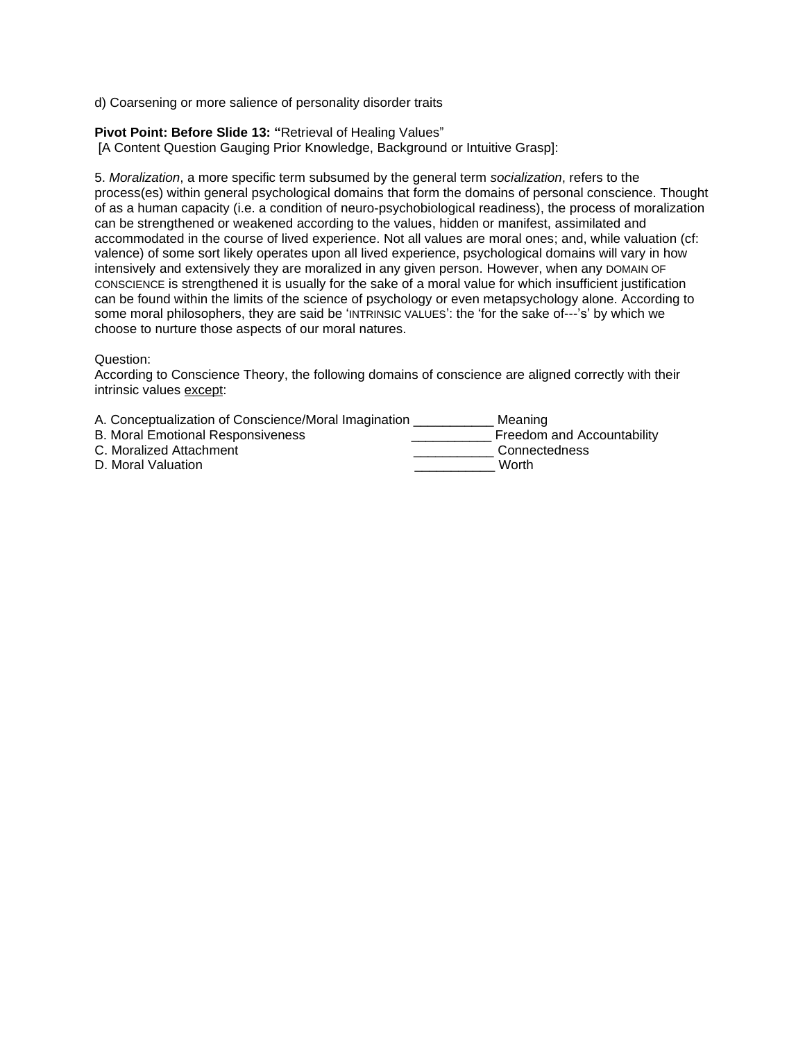d) Coarsening or more salience of personality disorder traits

**Pivot Point: Before Slide 13: "**Retrieval of Healing Values"
[A Content Question Gauging Prior Knowledge, Background or Intuitive Grasp]:

5. *Moralization*, a more specific term subsumed by the general term *socialization*, refers to the process(es) within general psychological domains that form the domains of personal conscience. Thought of as a human capacity (i.e. a condition of neuro-psychobiological readiness), the process of moralization can be strengthened or weakened according to the values, hidden or manifest, assimilated and accommodated in the course of lived experience. Not all values are moral ones; and, while valuation (cf: valence) of some sort likely operates upon all lived experience, psychological domains will vary in how intensively and extensively they are moralized in any given person. However, when any DOMAIN OF CONSCIENCE is strengthened it is usually for the sake of a moral value for which insufficient justification can be found within the limits of the science of psychology or even metapsychology alone. According to some moral philosophers, they are said be 'INTRINSIC VALUES': the 'for the sake of---'s' by which we choose to nurture those aspects of our moral natures.

Question:
According to Conscience Theory, the following domains of conscience are aligned correctly with their intrinsic values except:

A. Conceptualization of Conscience/Moral Imagination ___________ Meaning
B. Moral Emotional Responsiveness ___________ Freedom and Accountability
C. Moralized Attachment ___________ Connectedness
D. Moral Valuation ___________ Worth